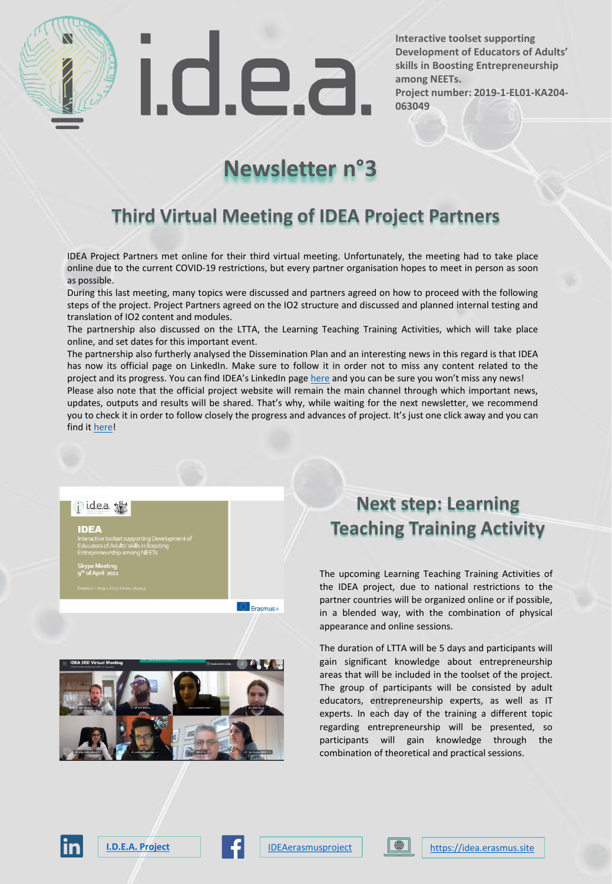# i.d.e.a.

**Interactive toolset supporting Development of Educators of Adults' skills in Boosting Entrepreneurship among NEETs.**
**Project number: 2019-1-EL01-KA204-063049**

# Newsletter n°3

## Third Virtual Meeting of IDEA Project Partners

IDEA Project Partners met online for their third virtual meeting. Unfortunately, the meeting had to take place online due to the current COVID-19 restrictions, but every partner organisation hopes to meet in person as soon as possible.

During this last meeting, many topics were discussed and partners agreed on how to proceed with the following steps of the project. Project Partners agreed on the IO2 structure and discussed and planned internal testing and translation of IO2 content and modules.

The partnership also discussed on the LTTA, the Learning Teaching Training Activities, which will take place online, and set dates for this important event.

The partnership also furtherly analysed the Dissemination Plan and an interesting news in this regard is that IDEA has now its official page on LinkedIn. Make sure to follow it in order not to miss any content related to the project and its progress. You can find IDEA's LinkedIn page here and you can be sure you won't miss any news!

Please also note that the official project website will remain the main channel through which important news, updates, outputs and results will be shared. That's why, while waiting for the next newsletter, we recommend you to check it in order to follow closely the progress and advances of project. It's just one click away and you can find it here!

## Next step: Learning Teaching Training Activity

The upcoming Learning Teaching Training Activities of the IDEA project, due to national restrictions to the partner countries will be organized online or if possible, in a blended way, with the combination of physical appearance and online sessions.

The duration of LTTA will be 5 days and participants will gain significant knowledge about entrepreneurship areas that will be included in the toolset of the project. The group of participants will be consisted by adult educators, entrepreneurship experts, as well as IT experts. In each day of the training a different topic regarding entrepreneurship will be presented, so participants will gain knowledge through the combination of theoretical and practical sessions.

I.D.E.A. Project | IDEAerasmusproject | https://idea.erasmus.site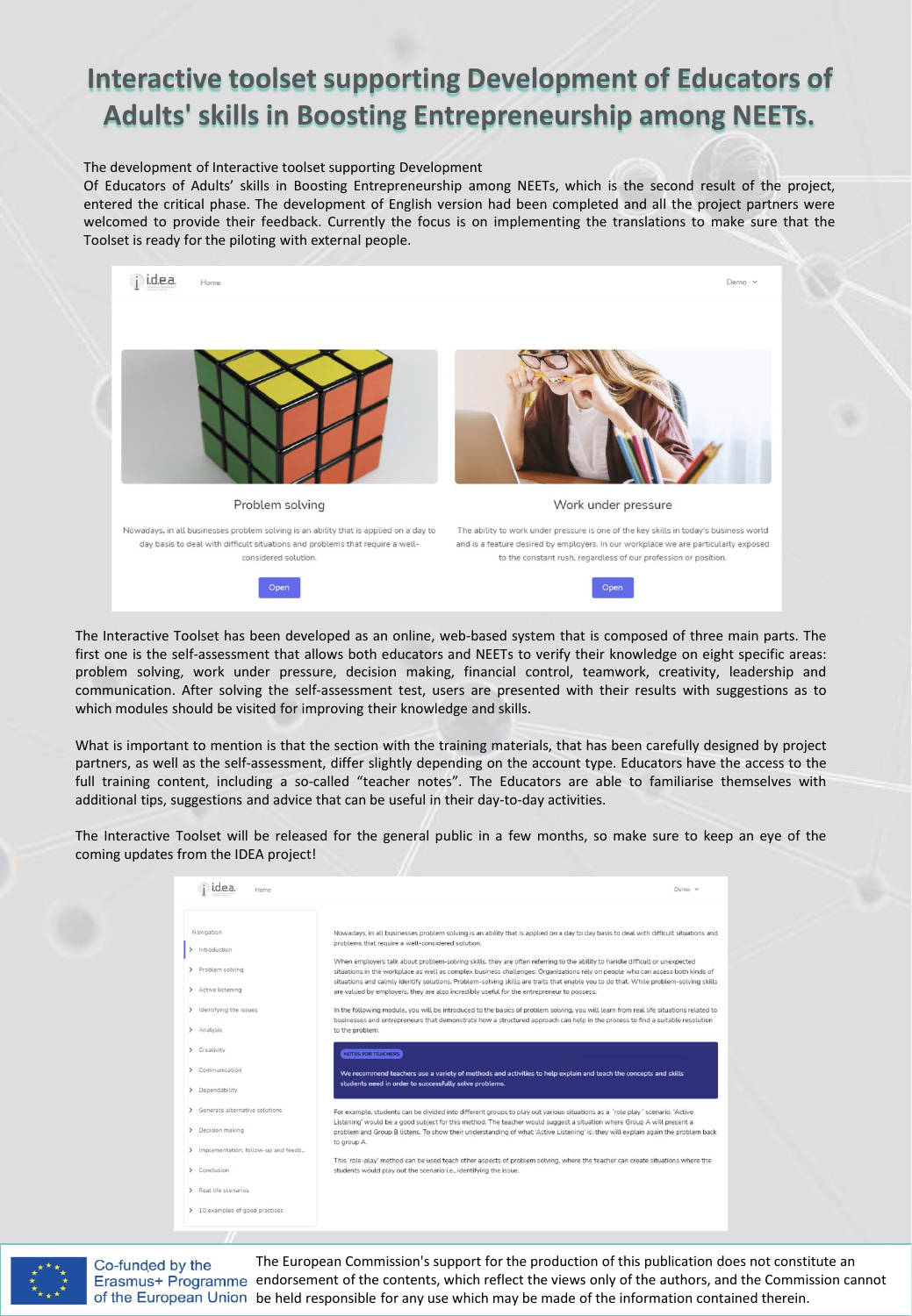# Interactive toolset supporting Development of Educators of Adults' skills in Boosting Entrepreneurship among NEETs.

The development of Interactive toolset supporting Development Of Educators of Adults' skills in Boosting Entrepreneurship among NEETs, which is the second result of the project, entered the critical phase. The development of English version had been completed and all the project partners were welcomed to provide their feedback. Currently the focus is on implementing the translations to make sure that the Toolset is ready for the piloting with external people.

The Interactive Toolset has been developed as an online, web-based system that is composed of three main parts. The first one is the self-assessment that allows both educators and NEETs to verify their knowledge on eight specific areas: problem solving, work under pressure, decision making, financial control, teamwork, creativity, leadership and communication. After solving the self-assessment test, users are presented with their results with suggestions as to which modules should be visited for improving their knowledge and skills.

What is important to mention is that the section with the training materials, that has been carefully designed by project partners, as well as the self-assessment, differ slightly depending on the account type. Educators have the access to the full training content, including a so-called "teacher notes". The Educators are able to familiarise themselves with additional tips, suggestions and advice that can be useful in their day-to-day activities.

The Interactive Toolset will be released for the general public in a few months, so make sure to keep an eye of the coming updates from the IDEA project!

Co-funded by the Erasmus+ Programme of the European Union

The European Commission's support for the production of this publication does not constitute an endorsement of the contents, which reflect the views only of the authors, and the Commission cannot be held responsible for any use which may be made of the information contained therein.